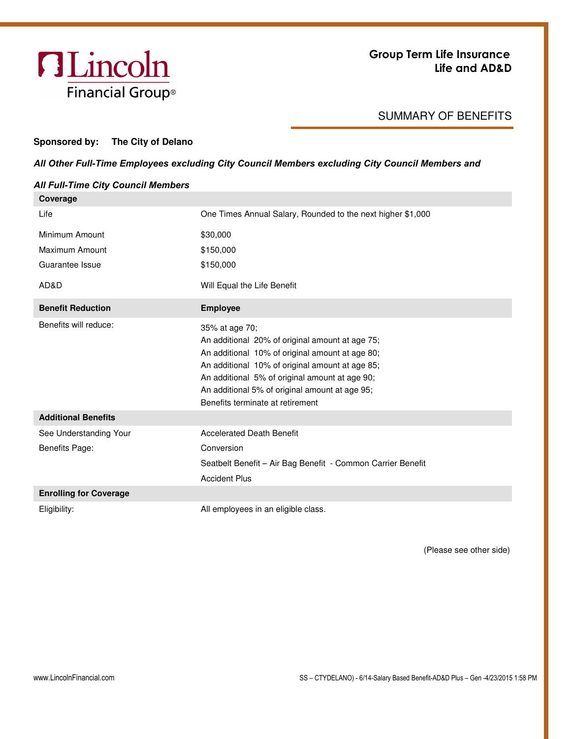Lincoln Financial Group®

# Group Term Life Insurance
## Life and AD&D

## SUMMARY OF BENEFITS

**Sponsored by: The City of Delano**

***All Other Full-Time Employees excluding City Council Members excluding City Council Members and***

***All Full-Time City Council Members***

| **Coverage** | |
|---|---|
| Life | One Times Annual Salary, Rounded to the next higher $1,000 |
| Minimum Amount | $30,000 |
| Maximum Amount | $150,000 |
| Guarantee Issue | $150,000 |
| AD&D | Will Equal the Life Benefit |
| **Benefit Reduction** | **Employee** |
| Benefits will reduce: | 35% at age 70;<br>An additional 20% of original amount at age 75;<br>An additional 10% of original amount at age 80;<br>An additional 10% of original amount at age 85;<br>An additional 5% of original amount at age 90;<br>An additional 5% of original amount at age 95;<br>Benefits terminate at retirement |
| **Additional Benefits** | |
| See Understanding Your Benefits Page: | Accelerated Death Benefit<br>Conversion<br>Seatbelt Benefit – Air Bag Benefit - Common Carrier Benefit<br>Accident Plus |
| **Enrolling for Coverage** | |
| Eligibility: | All employees in an eligible class. |

(Please see other side)

www.LincolnFinancial.com

SS – CTYDELANO) - 6/14-Salary Based Benefit-AD&D Plus – Gen -4/23/2015 1:58 PM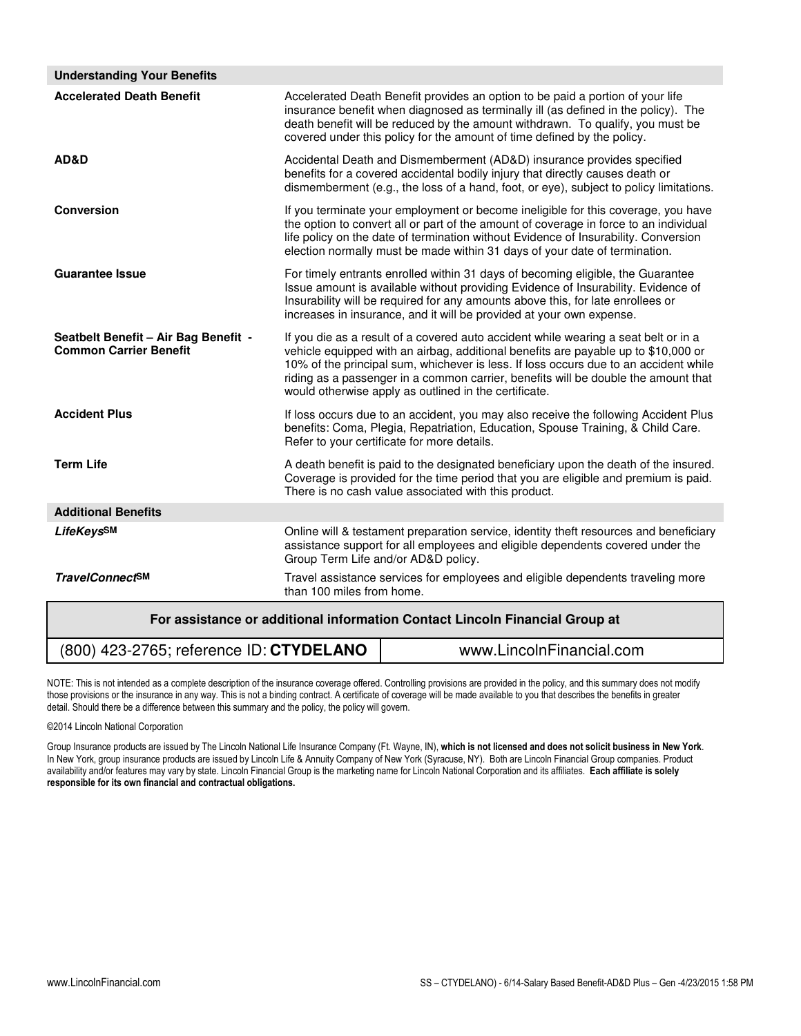| Understanding Your Benefits | |
|---|---|
| **Accelerated Death Benefit** | Accelerated Death Benefit provides an option to be paid a portion of your life insurance benefit when diagnosed as terminally ill (as defined in the policy). The death benefit will be reduced by the amount withdrawn. To qualify, you must be covered under this policy for the amount of time defined by the policy. |
| **AD&D** | Accidental Death and Dismemberment (AD&D) insurance provides specified benefits for a covered accidental bodily injury that directly causes death or dismemberment (e.g., the loss of a hand, foot, or eye), subject to policy limitations. |
| **Conversion** | If you terminate your employment or become ineligible for this coverage, you have the option to convert all or part of the amount of coverage in force to an individual life policy on the date of termination without Evidence of Insurability. Conversion election normally must be made within 31 days of your date of termination. |
| **Guarantee Issue** | For timely entrants enrolled within 31 days of becoming eligible, the Guarantee Issue amount is available without providing Evidence of Insurability. Evidence of Insurability will be required for any amounts above this, for late enrollees or increases in insurance, and it will be provided at your own expense. |
| **Seatbelt Benefit – Air Bag Benefit - Common Carrier Benefit** | If you die as a result of a covered auto accident while wearing a seat belt or in a vehicle equipped with an airbag, additional benefits are payable up to $10,000 or 10% of the principal sum, whichever is less. If loss occurs due to an accident while riding as a passenger in a common carrier, benefits will be double the amount that would otherwise apply as outlined in the certificate. |
| **Accident Plus** | If loss occurs due to an accident, you may also receive the following Accident Plus benefits: Coma, Plegia, Repatriation, Education, Spouse Training, & Child Care. Refer to your certificate for more details. |
| **Term Life** | A death benefit is paid to the designated beneficiary upon the death of the insured. Coverage is provided for the time period that you are eligible and premium is paid. There is no cash value associated with this product. |
| **Additional Benefits** | |
| ***LifeKeys***SM | Online will & testament preparation service, identity theft resources and beneficiary assistance support for all employees and eligible dependents covered under the Group Term Life and/or AD&D policy. |
| ***TravelConnect***SM | Travel assistance services for employees and eligible dependents traveling more than 100 miles from home. |

| For assistance or additional information Contact Lincoln Financial Group at | |
|---|---|
| (800) 423-2765; reference ID: **CTYDELANO** | www.LincolnFinancial.com |

NOTE: This is not intended as a complete description of the insurance coverage offered. Controlling provisions are provided in the policy, and this summary does not modify those provisions or the insurance in any way. This is not a binding contract. A certificate of coverage will be made available to you that describes the benefits in greater detail. Should there be a difference between this summary and the policy, the policy will govern.

©2014 Lincoln National Corporation

Group Insurance products are issued by The Lincoln National Life Insurance Company (Ft. Wayne, IN), **which is not licensed and does not solicit business in New York**. In New York, group insurance products are issued by Lincoln Life & Annuity Company of New York (Syracuse, NY). Both are Lincoln Financial Group companies. Product availability and/or features may vary by state. Lincoln Financial Group is the marketing name for Lincoln National Corporation and its affiliates. **Each affiliate is solely responsible for its own financial and contractual obligations.**

www.LincolnFinancial.com SS – CTYDELANO) - 6/14-Salary Based Benefit-AD&D Plus – Gen -4/23/2015 1:58 PM